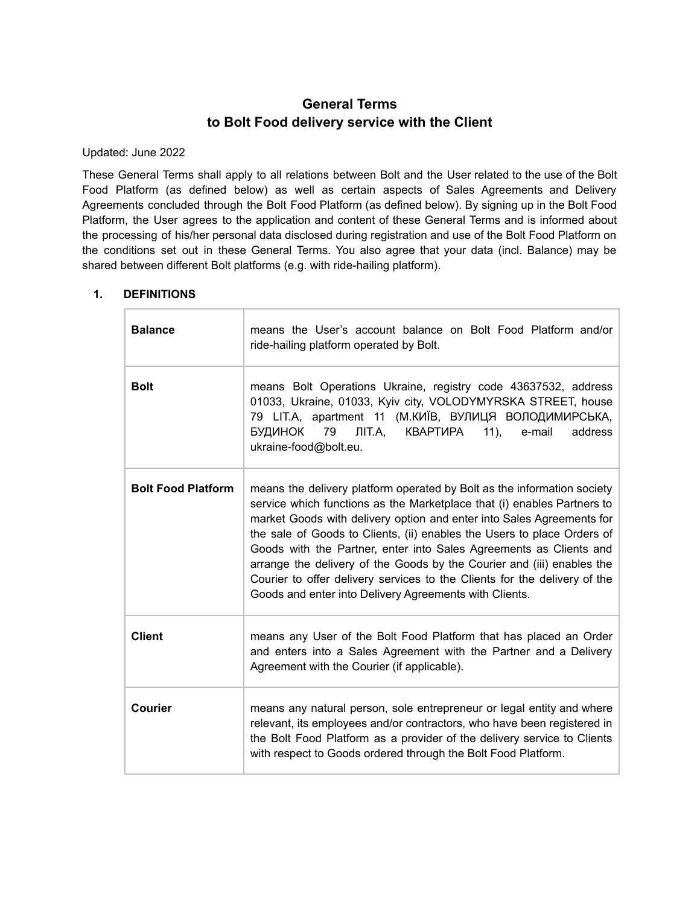# General Terms
# to Bolt Food delivery service with the Client

Updated: June 2022

These General Terms shall apply to all relations between Bolt and the User related to the use of the Bolt Food Platform (as defined below) as well as certain aspects of Sales Agreements and Delivery Agreements concluded through the Bolt Food Platform (as defined below). By signing up in the Bolt Food Platform, the User agrees to the application and content of these General Terms and is informed about the processing of his/her personal data disclosed during registration and use of the Bolt Food Platform on the conditions set out in these General Terms. You also agree that your data (incl. Balance) may be shared between different Bolt platforms (e.g. with ride-hailing platform).

## 1. DEFINITIONS

| | |
|---|---|
| **Balance** | means the User's account balance on Bolt Food Platform and/or ride-hailing platform operated by Bolt. |
| **Bolt** | means Bolt Operations Ukraine, registry code 43637532, address 01033, Ukraine, 01033, Kyiv city, VOLODYMYRSKA STREET, house 79 LIT.A, apartment 11 (М.КИЇВ, ВУЛИЦЯ ВОЛОДИМИРСЬКА, БУДИНОК 79 ЛІТ.А, КВАРТИРА 11), e-mail address ukraine-food@bolt.eu. |
| **Bolt Food Platform** | means the delivery platform operated by Bolt as the information society service which functions as the Marketplace that (i) enables Partners to market Goods with delivery option and enter into Sales Agreements for the sale of Goods to Clients, (ii) enables the Users to place Orders of Goods with the Partner, enter into Sales Agreements as Clients and arrange the delivery of the Goods by the Courier and (iii) enables the Courier to offer delivery services to the Clients for the delivery of the Goods and enter into Delivery Agreements with Clients. |
| **Client** | means any User of the Bolt Food Platform that has placed an Order and enters into a Sales Agreement with the Partner and a Delivery Agreement with the Courier (if applicable). |
| **Courier** | means any natural person, sole entrepreneur or legal entity and where relevant, its employees and/or contractors, who have been registered in the Bolt Food Platform as a provider of the delivery service to Clients with respect to Goods ordered through the Bolt Food Platform. |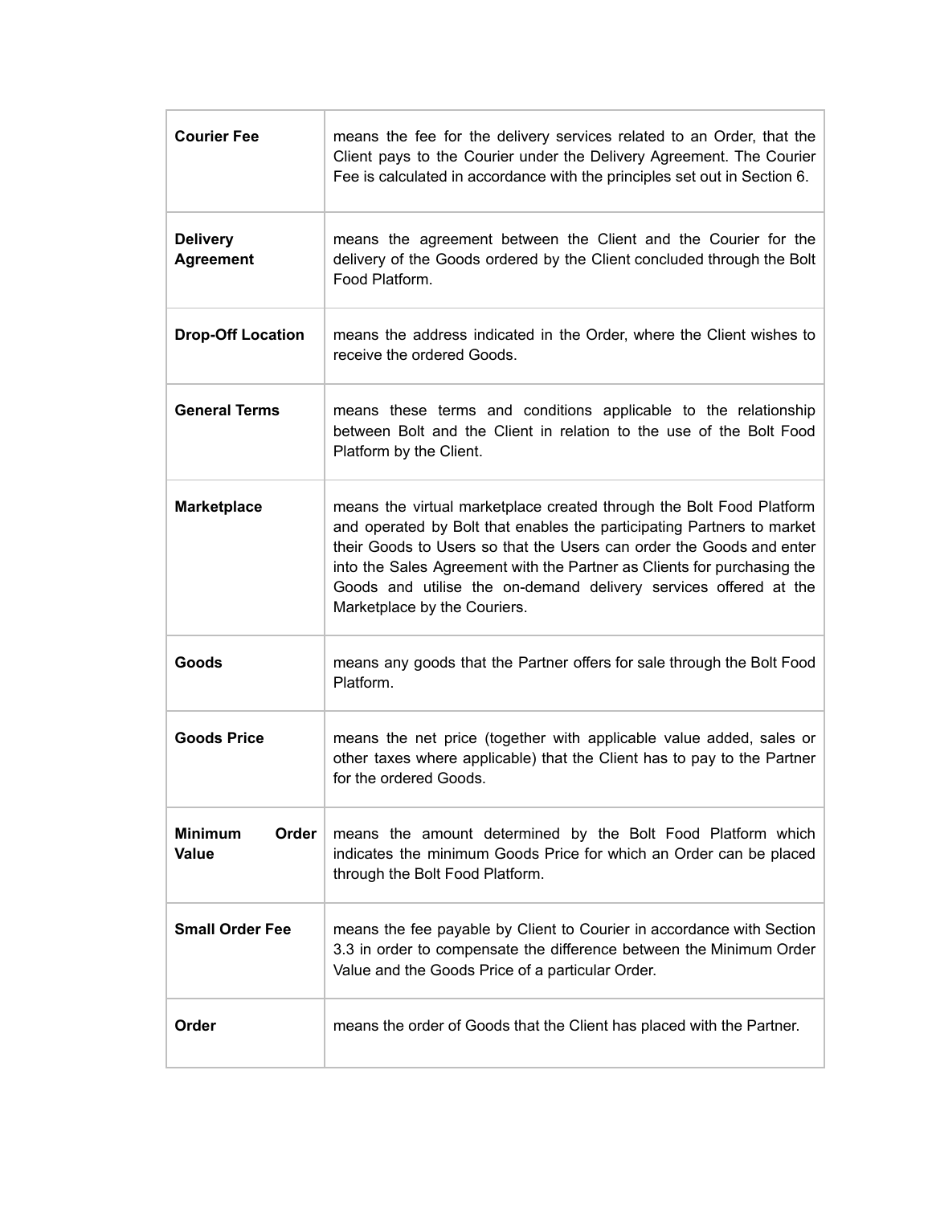| | |
|---|---|
| **Courier Fee** | means the fee for the delivery services related to an Order, that the Client pays to the Courier under the Delivery Agreement. The Courier Fee is calculated in accordance with the principles set out in Section 6. |
| **Delivery Agreement** | means the agreement between the Client and the Courier for the delivery of the Goods ordered by the Client concluded through the Bolt Food Platform. |
| **Drop-Off Location** | means the address indicated in the Order, where the Client wishes to receive the ordered Goods. |
| **General Terms** | means these terms and conditions applicable to the relationship between Bolt and the Client in relation to the use of the Bolt Food Platform by the Client. |
| **Marketplace** | means the virtual marketplace created through the Bolt Food Platform and operated by Bolt that enables the participating Partners to market their Goods to Users so that the Users can order the Goods and enter into the Sales Agreement with the Partner as Clients for purchasing the Goods and utilise the on-demand delivery services offered at the Marketplace by the Couriers. |
| **Goods** | means any goods that the Partner offers for sale through the Bolt Food Platform. |
| **Goods Price** | means the net price (together with applicable value added, sales or other taxes where applicable) that the Client has to pay to the Partner for the ordered Goods. |
| **Minimum Order Value** | means the amount determined by the Bolt Food Platform which indicates the minimum Goods Price for which an Order can be placed through the Bolt Food Platform. |
| **Small Order Fee** | means the fee payable by Client to Courier in accordance with Section 3.3 in order to compensate the difference between the Minimum Order Value and the Goods Price of a particular Order. |
| **Order** | means the order of Goods that the Client has placed with the Partner. |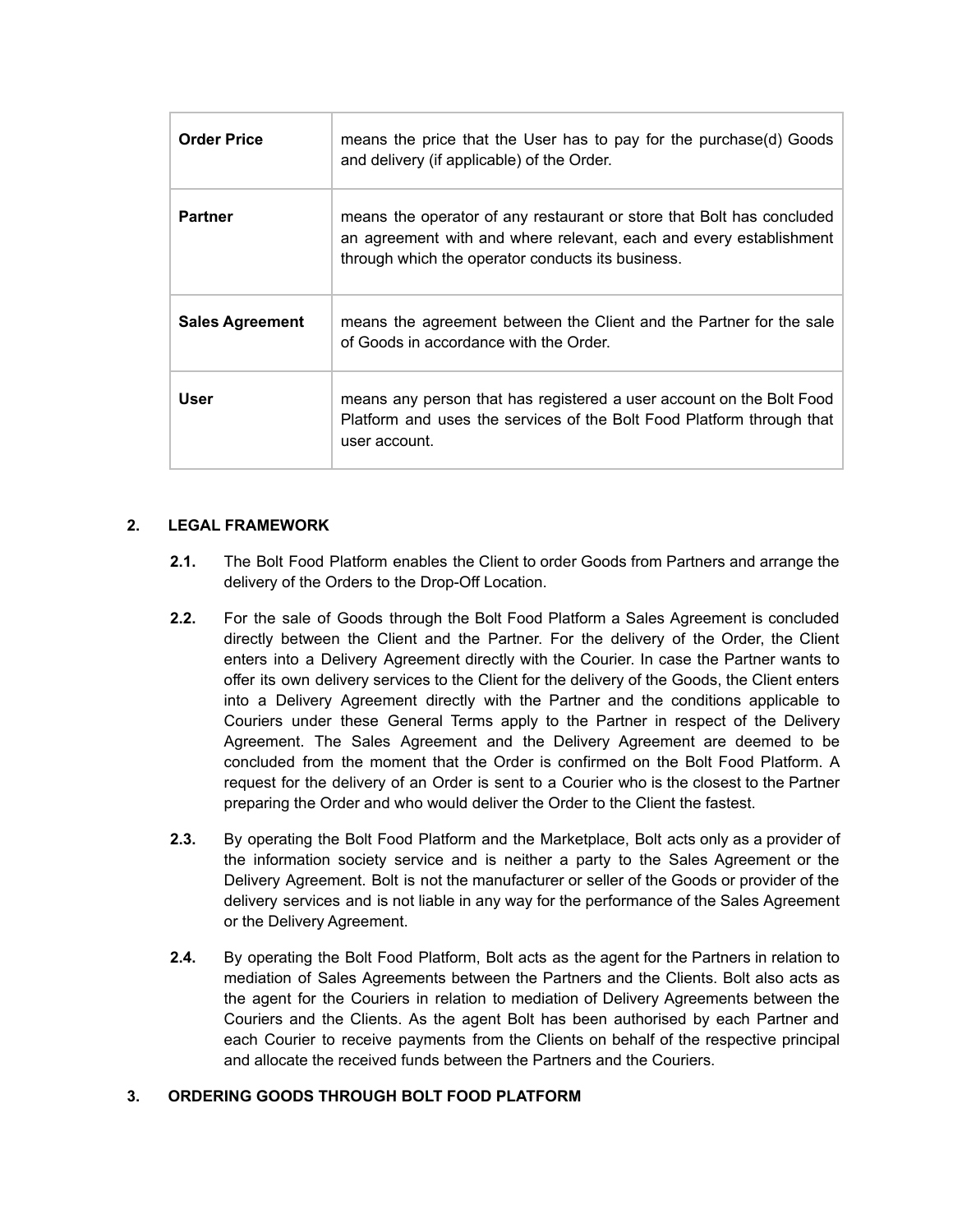| | |
|---|---|
| **Order Price** | means the price that the User has to pay for the purchase(d) Goods and delivery (if applicable) of the Order. |
| **Partner** | means the operator of any restaurant or store that Bolt has concluded an agreement with and where relevant, each and every establishment through which the operator conducts its business. |
| **Sales Agreement** | means the agreement between the Client and the Partner for the sale of Goods in accordance with the Order. |
| **User** | means any person that has registered a user account on the Bolt Food Platform and uses the services of the Bolt Food Platform through that user account. |

## 2. LEGAL FRAMEWORK

**2.1.** The Bolt Food Platform enables the Client to order Goods from Partners and arrange the delivery of the Orders to the Drop-Off Location.

**2.2.** For the sale of Goods through the Bolt Food Platform a Sales Agreement is concluded directly between the Client and the Partner. For the delivery of the Order, the Client enters into a Delivery Agreement directly with the Courier. In case the Partner wants to offer its own delivery services to the Client for the delivery of the Goods, the Client enters into a Delivery Agreement directly with the Partner and the conditions applicable to Couriers under these General Terms apply to the Partner in respect of the Delivery Agreement. The Sales Agreement and the Delivery Agreement are deemed to be concluded from the moment that the Order is confirmed on the Bolt Food Platform. A request for the delivery of an Order is sent to a Courier who is the closest to the Partner preparing the Order and who would deliver the Order to the Client the fastest.

**2.3.** By operating the Bolt Food Platform and the Marketplace, Bolt acts only as a provider of the information society service and is neither a party to the Sales Agreement or the Delivery Agreement. Bolt is not the manufacturer or seller of the Goods or provider of the delivery services and is not liable in any way for the performance of the Sales Agreement or the Delivery Agreement.

**2.4.** By operating the Bolt Food Platform, Bolt acts as the agent for the Partners in relation to mediation of Sales Agreements between the Partners and the Clients. Bolt also acts as the agent for the Couriers in relation to mediation of Delivery Agreements between the Couriers and the Clients. As the agent Bolt has been authorised by each Partner and each Courier to receive payments from the Clients on behalf of the respective principal and allocate the received funds between the Partners and the Couriers.

## 3. ORDERING GOODS THROUGH BOLT FOOD PLATFORM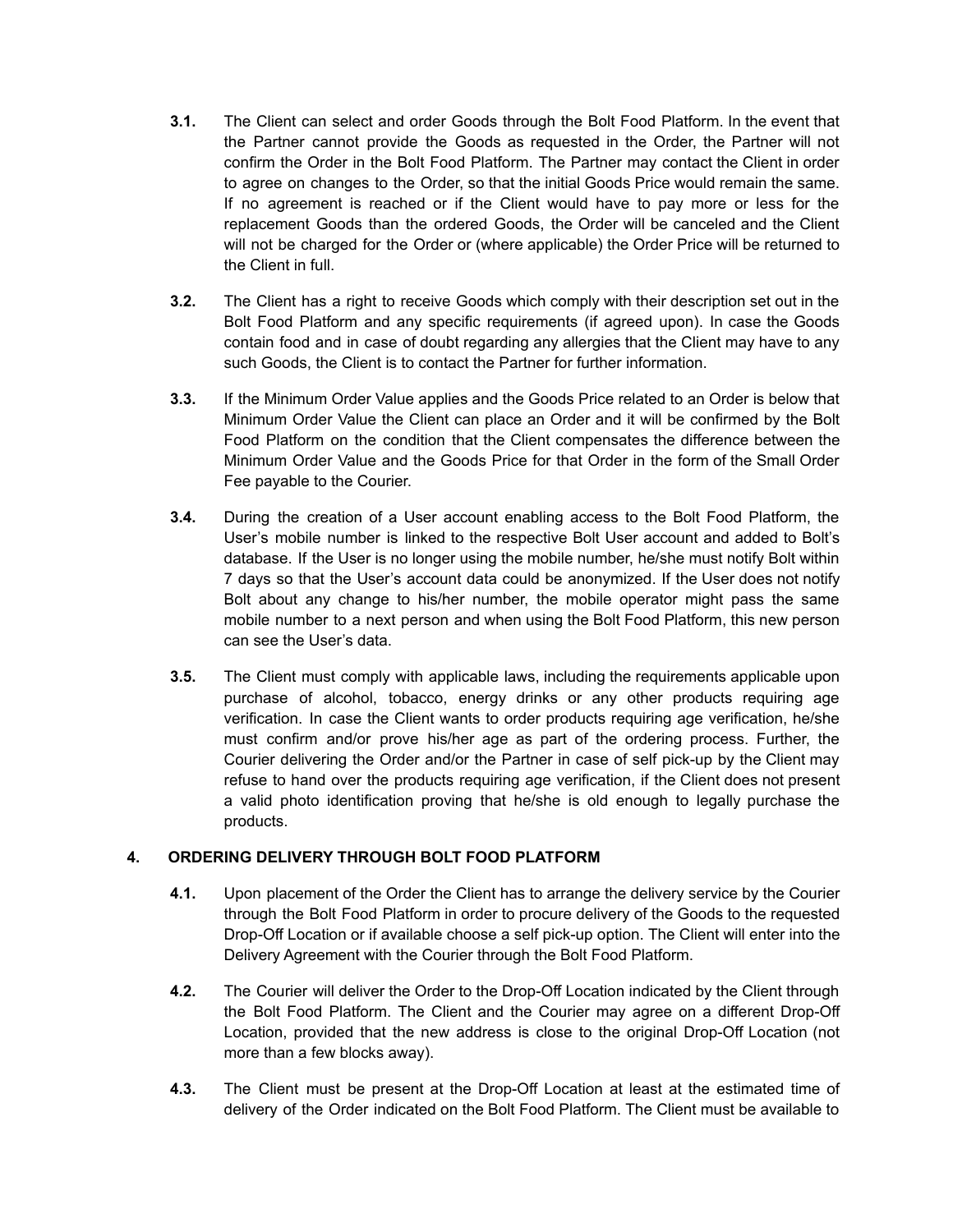**3.1.** The Client can select and order Goods through the Bolt Food Platform. In the event that the Partner cannot provide the Goods as requested in the Order, the Partner will not confirm the Order in the Bolt Food Platform. The Partner may contact the Client in order to agree on changes to the Order, so that the initial Goods Price would remain the same. If no agreement is reached or if the Client would have to pay more or less for the replacement Goods than the ordered Goods, the Order will be canceled and the Client will not be charged for the Order or (where applicable) the Order Price will be returned to the Client in full.

**3.2.** The Client has a right to receive Goods which comply with their description set out in the Bolt Food Platform and any specific requirements (if agreed upon). In case the Goods contain food and in case of doubt regarding any allergies that the Client may have to any such Goods, the Client is to contact the Partner for further information.

**3.3.** If the Minimum Order Value applies and the Goods Price related to an Order is below that Minimum Order Value the Client can place an Order and it will be confirmed by the Bolt Food Platform on the condition that the Client compensates the difference between the Minimum Order Value and the Goods Price for that Order in the form of the Small Order Fee payable to the Courier.

**3.4.** During the creation of a User account enabling access to the Bolt Food Platform, the User's mobile number is linked to the respective Bolt User account and added to Bolt's database. If the User is no longer using the mobile number, he/she must notify Bolt within 7 days so that the User's account data could be anonymized. If the User does not notify Bolt about any change to his/her number, the mobile operator might pass the same mobile number to a next person and when using the Bolt Food Platform, this new person can see the User's data.

**3.5.** The Client must comply with applicable laws, including the requirements applicable upon purchase of alcohol, tobacco, energy drinks or any other products requiring age verification. In case the Client wants to order products requiring age verification, he/she must confirm and/or prove his/her age as part of the ordering process. Further, the Courier delivering the Order and/or the Partner in case of self pick-up by the Client may refuse to hand over the products requiring age verification, if the Client does not present a valid photo identification proving that he/she is old enough to legally purchase the products.

## 4. ORDERING DELIVERY THROUGH BOLT FOOD PLATFORM

**4.1.** Upon placement of the Order the Client has to arrange the delivery service by the Courier through the Bolt Food Platform in order to procure delivery of the Goods to the requested Drop-Off Location or if available choose a self pick-up option. The Client will enter into the Delivery Agreement with the Courier through the Bolt Food Platform.

**4.2.** The Courier will deliver the Order to the Drop-Off Location indicated by the Client through the Bolt Food Platform. The Client and the Courier may agree on a different Drop-Off Location, provided that the new address is close to the original Drop-Off Location (not more than a few blocks away).

**4.3.** The Client must be present at the Drop-Off Location at least at the estimated time of delivery of the Order indicated on the Bolt Food Platform. The Client must be available to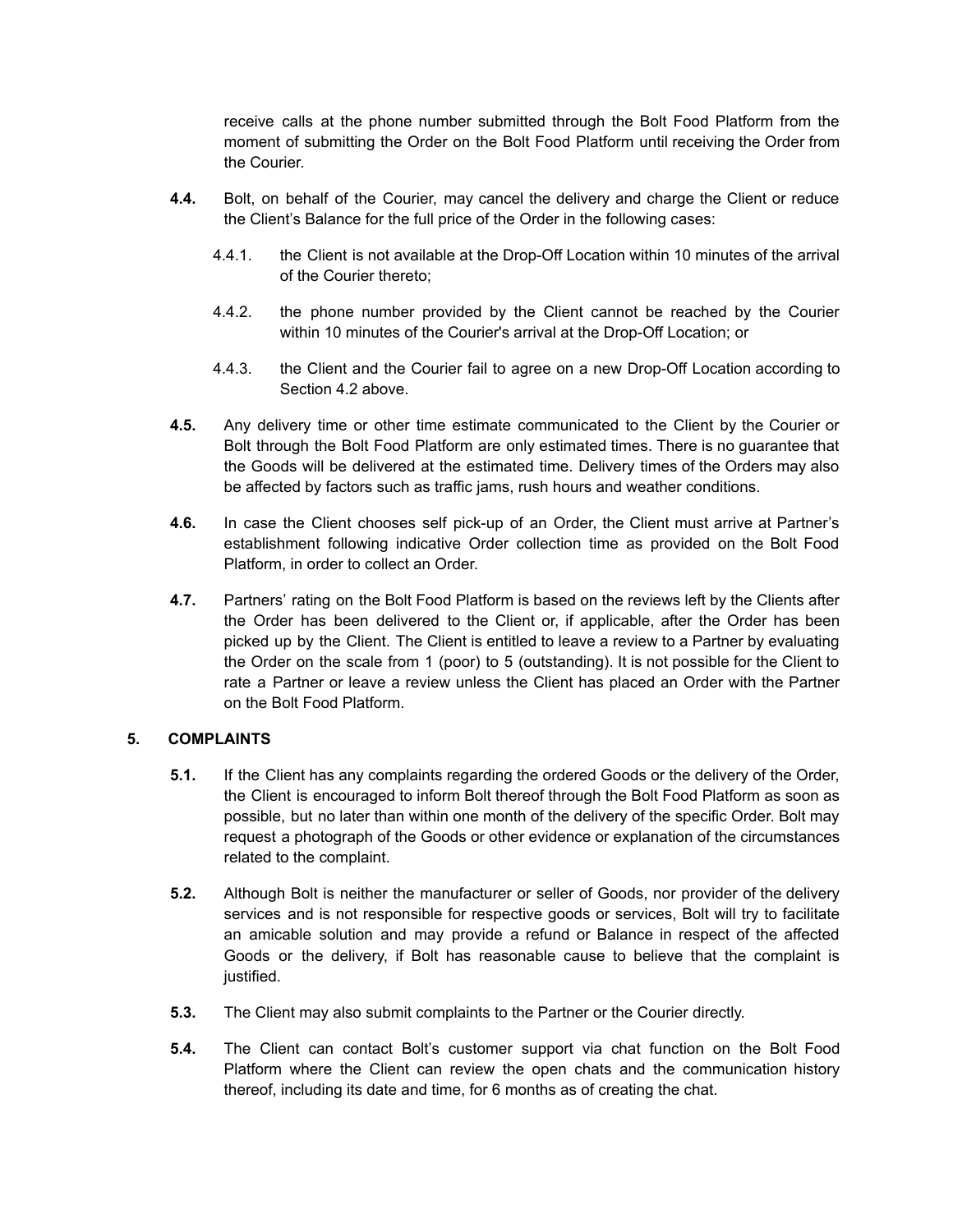receive calls at the phone number submitted through the Bolt Food Platform from the moment of submitting the Order on the Bolt Food Platform until receiving the Order from the Courier.

**4.4.** Bolt, on behalf of the Courier, may cancel the delivery and charge the Client or reduce the Client's Balance for the full price of the Order in the following cases:

4.4.1. the Client is not available at the Drop-Off Location within 10 minutes of the arrival of the Courier thereto;

4.4.2. the phone number provided by the Client cannot be reached by the Courier within 10 minutes of the Courier's arrival at the Drop-Off Location; or

4.4.3. the Client and the Courier fail to agree on a new Drop-Off Location according to Section 4.2 above.

**4.5.** Any delivery time or other time estimate communicated to the Client by the Courier or Bolt through the Bolt Food Platform are only estimated times. There is no guarantee that the Goods will be delivered at the estimated time. Delivery times of the Orders may also be affected by factors such as traffic jams, rush hours and weather conditions.

**4.6.** In case the Client chooses self pick-up of an Order, the Client must arrive at Partner's establishment following indicative Order collection time as provided on the Bolt Food Platform, in order to collect an Order.

**4.7.** Partners' rating on the Bolt Food Platform is based on the reviews left by the Clients after the Order has been delivered to the Client or, if applicable, after the Order has been picked up by the Client. The Client is entitled to leave a review to a Partner by evaluating the Order on the scale from 1 (poor) to 5 (outstanding). It is not possible for the Client to rate a Partner or leave a review unless the Client has placed an Order with the Partner on the Bolt Food Platform.

## 5. COMPLAINTS

**5.1.** If the Client has any complaints regarding the ordered Goods or the delivery of the Order, the Client is encouraged to inform Bolt thereof through the Bolt Food Platform as soon as possible, but no later than within one month of the delivery of the specific Order. Bolt may request a photograph of the Goods or other evidence or explanation of the circumstances related to the complaint.

**5.2.** Although Bolt is neither the manufacturer or seller of Goods, nor provider of the delivery services and is not responsible for respective goods or services, Bolt will try to facilitate an amicable solution and may provide a refund or Balance in respect of the affected Goods or the delivery, if Bolt has reasonable cause to believe that the complaint is justified.

**5.3.** The Client may also submit complaints to the Partner or the Courier directly.

**5.4.** The Client can contact Bolt's customer support via chat function on the Bolt Food Platform where the Client can review the open chats and the communication history thereof, including its date and time, for 6 months as of creating the chat.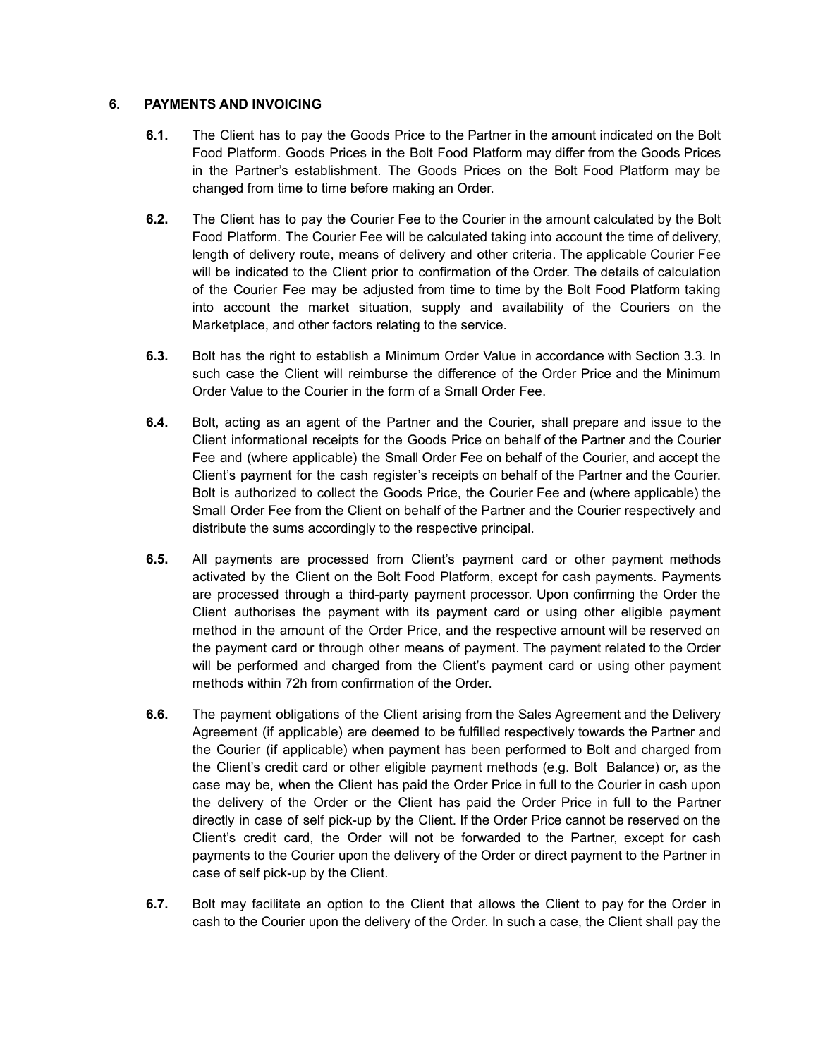## 6. PAYMENTS AND INVOICING

**6.1.** The Client has to pay the Goods Price to the Partner in the amount indicated on the Bolt Food Platform. Goods Prices in the Bolt Food Platform may differ from the Goods Prices in the Partner's establishment. The Goods Prices on the Bolt Food Platform may be changed from time to time before making an Order.

**6.2.** The Client has to pay the Courier Fee to the Courier in the amount calculated by the Bolt Food Platform. The Courier Fee will be calculated taking into account the time of delivery, length of delivery route, means of delivery and other criteria. The applicable Courier Fee will be indicated to the Client prior to confirmation of the Order. The details of calculation of the Courier Fee may be adjusted from time to time by the Bolt Food Platform taking into account the market situation, supply and availability of the Couriers on the Marketplace, and other factors relating to the service.

**6.3.** Bolt has the right to establish a Minimum Order Value in accordance with Section 3.3. In such case the Client will reimburse the difference of the Order Price and the Minimum Order Value to the Courier in the form of a Small Order Fee.

**6.4.** Bolt, acting as an agent of the Partner and the Courier, shall prepare and issue to the Client informational receipts for the Goods Price on behalf of the Partner and the Courier Fee and (where applicable) the Small Order Fee on behalf of the Courier, and accept the Client's payment for the cash register's receipts on behalf of the Partner and the Courier. Bolt is authorized to collect the Goods Price, the Courier Fee and (where applicable) the Small Order Fee from the Client on behalf of the Partner and the Courier respectively and distribute the sums accordingly to the respective principal.

**6.5.** All payments are processed from Client's payment card or other payment methods activated by the Client on the Bolt Food Platform, except for cash payments. Payments are processed through a third-party payment processor. Upon confirming the Order the Client authorises the payment with its payment card or using other eligible payment method in the amount of the Order Price, and the respective amount will be reserved on the payment card or through other means of payment. The payment related to the Order will be performed and charged from the Client's payment card or using other payment methods within 72h from confirmation of the Order.

**6.6.** The payment obligations of the Client arising from the Sales Agreement and the Delivery Agreement (if applicable) are deemed to be fulfilled respectively towards the Partner and the Courier (if applicable) when payment has been performed to Bolt and charged from the Client's credit card or other eligible payment methods (e.g. Bolt Balance) or, as the case may be, when the Client has paid the Order Price in full to the Courier in cash upon the delivery of the Order or the Client has paid the Order Price in full to the Partner directly in case of self pick-up by the Client. If the Order Price cannot be reserved on the Client's credit card, the Order will not be forwarded to the Partner, except for cash payments to the Courier upon the delivery of the Order or direct payment to the Partner in case of self pick-up by the Client.

**6.7.** Bolt may facilitate an option to the Client that allows the Client to pay for the Order in cash to the Courier upon the delivery of the Order. In such a case, the Client shall pay the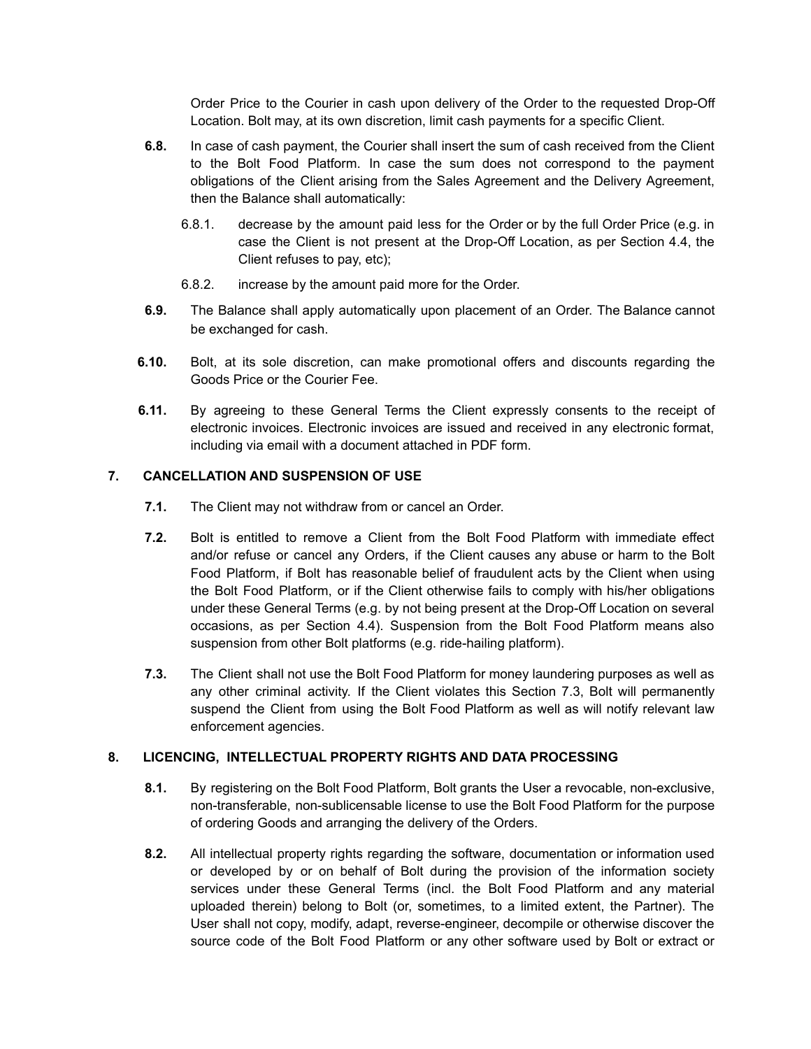Order Price to the Courier in cash upon delivery of the Order to the requested Drop-Off Location. Bolt may, at its own discretion, limit cash payments for a specific Client.

**6.8.** In case of cash payment, the Courier shall insert the sum of cash received from the Client to the Bolt Food Platform. In case the sum does not correspond to the payment obligations of the Client arising from the Sales Agreement and the Delivery Agreement, then the Balance shall automatically:

6.8.1. decrease by the amount paid less for the Order or by the full Order Price (e.g. in case the Client is not present at the Drop-Off Location, as per Section 4.4, the Client refuses to pay, etc);

6.8.2. increase by the amount paid more for the Order.

**6.9.** The Balance shall apply automatically upon placement of an Order. The Balance cannot be exchanged for cash.

**6.10.** Bolt, at its sole discretion, can make promotional offers and discounts regarding the Goods Price or the Courier Fee.

**6.11.** By agreeing to these General Terms the Client expressly consents to the receipt of electronic invoices. Electronic invoices are issued and received in any electronic format, including via email with a document attached in PDF form.

## 7. CANCELLATION AND SUSPENSION OF USE

**7.1.** The Client may not withdraw from or cancel an Order.

**7.2.** Bolt is entitled to remove a Client from the Bolt Food Platform with immediate effect and/or refuse or cancel any Orders, if the Client causes any abuse or harm to the Bolt Food Platform, if Bolt has reasonable belief of fraudulent acts by the Client when using the Bolt Food Platform, or if the Client otherwise fails to comply with his/her obligations under these General Terms (e.g. by not being present at the Drop-Off Location on several occasions, as per Section 4.4). Suspension from the Bolt Food Platform means also suspension from other Bolt platforms (e.g. ride-hailing platform).

**7.3.** The Client shall not use the Bolt Food Platform for money laundering purposes as well as any other criminal activity. If the Client violates this Section 7.3, Bolt will permanently suspend the Client from using the Bolt Food Platform as well as will notify relevant law enforcement agencies.

## 8. LICENCING, INTELLECTUAL PROPERTY RIGHTS AND DATA PROCESSING

**8.1.** By registering on the Bolt Food Platform, Bolt grants the User a revocable, non-exclusive, non-transferable, non-sublicensable license to use the Bolt Food Platform for the purpose of ordering Goods and arranging the delivery of the Orders.

**8.2.** All intellectual property rights regarding the software, documentation or information used or developed by or on behalf of Bolt during the provision of the information society services under these General Terms (incl. the Bolt Food Platform and any material uploaded therein) belong to Bolt (or, sometimes, to a limited extent, the Partner). The User shall not copy, modify, adapt, reverse-engineer, decompile or otherwise discover the source code of the Bolt Food Platform or any other software used by Bolt or extract or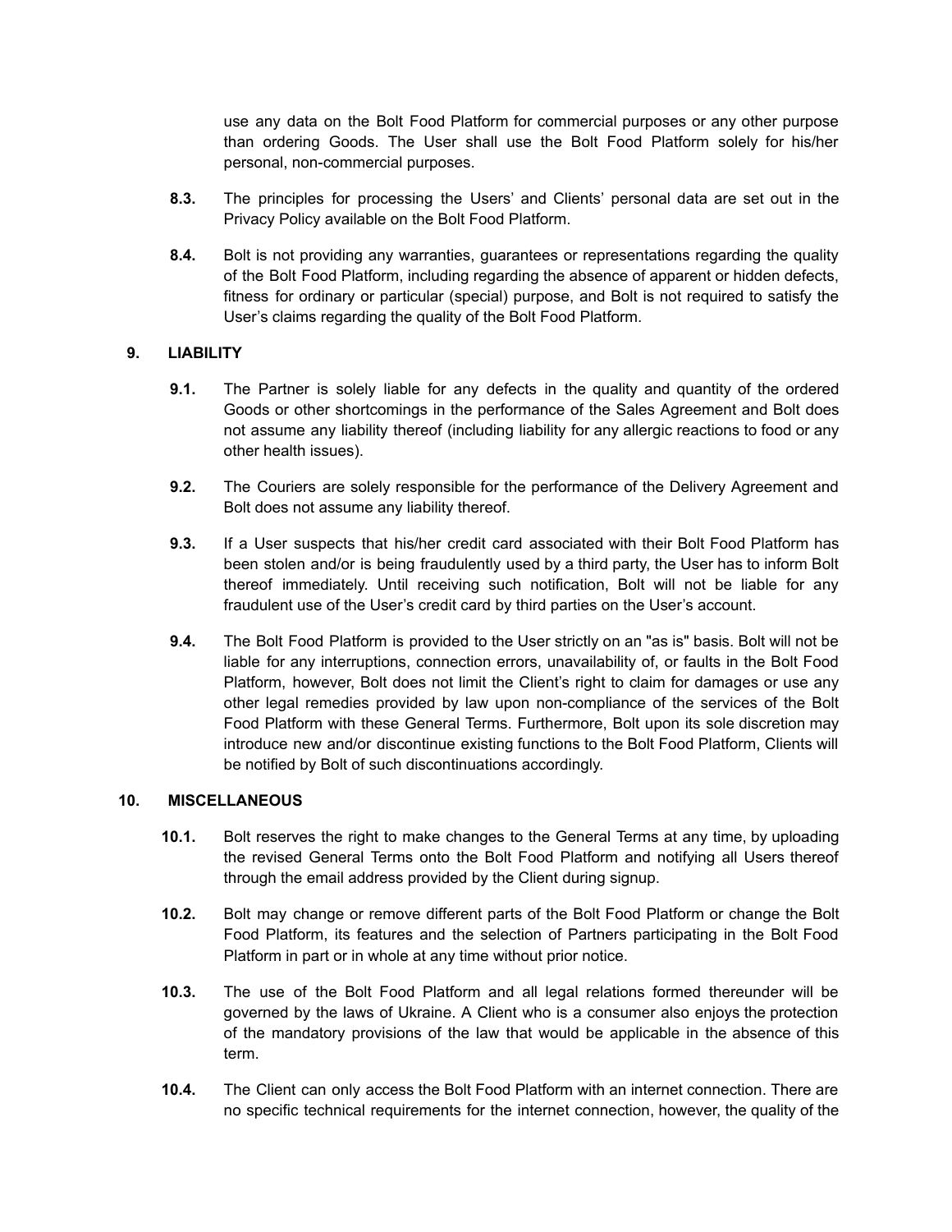use any data on the Bolt Food Platform for commercial purposes or any other purpose than ordering Goods. The User shall use the Bolt Food Platform solely for his/her personal, non-commercial purposes.

**8.3.** The principles for processing the Users' and Clients' personal data are set out in the Privacy Policy available on the Bolt Food Platform.

**8.4.** Bolt is not providing any warranties, guarantees or representations regarding the quality of the Bolt Food Platform, including regarding the absence of apparent or hidden defects, fitness for ordinary or particular (special) purpose, and Bolt is not required to satisfy the User's claims regarding the quality of the Bolt Food Platform.

## 9. LIABILITY

**9.1.** The Partner is solely liable for any defects in the quality and quantity of the ordered Goods or other shortcomings in the performance of the Sales Agreement and Bolt does not assume any liability thereof (including liability for any allergic reactions to food or any other health issues).

**9.2.** The Couriers are solely responsible for the performance of the Delivery Agreement and Bolt does not assume any liability thereof.

**9.3.** If a User suspects that his/her credit card associated with their Bolt Food Platform has been stolen and/or is being fraudulently used by a third party, the User has to inform Bolt thereof immediately. Until receiving such notification, Bolt will not be liable for any fraudulent use of the User's credit card by third parties on the User's account.

**9.4.** The Bolt Food Platform is provided to the User strictly on an "as is" basis. Bolt will not be liable for any interruptions, connection errors, unavailability of, or faults in the Bolt Food Platform, however, Bolt does not limit the Client's right to claim for damages or use any other legal remedies provided by law upon non-compliance of the services of the Bolt Food Platform with these General Terms. Furthermore, Bolt upon its sole discretion may introduce new and/or discontinue existing functions to the Bolt Food Platform, Clients will be notified by Bolt of such discontinuations accordingly.

## 10. MISCELLANEOUS

**10.1.** Bolt reserves the right to make changes to the General Terms at any time, by uploading the revised General Terms onto the Bolt Food Platform and notifying all Users thereof through the email address provided by the Client during signup.

**10.2.** Bolt may change or remove different parts of the Bolt Food Platform or change the Bolt Food Platform, its features and the selection of Partners participating in the Bolt Food Platform in part or in whole at any time without prior notice.

**10.3.** The use of the Bolt Food Platform and all legal relations formed thereunder will be governed by the laws of Ukraine. A Client who is a consumer also enjoys the protection of the mandatory provisions of the law that would be applicable in the absence of this term.

**10.4.** The Client can only access the Bolt Food Platform with an internet connection. There are no specific technical requirements for the internet connection, however, the quality of the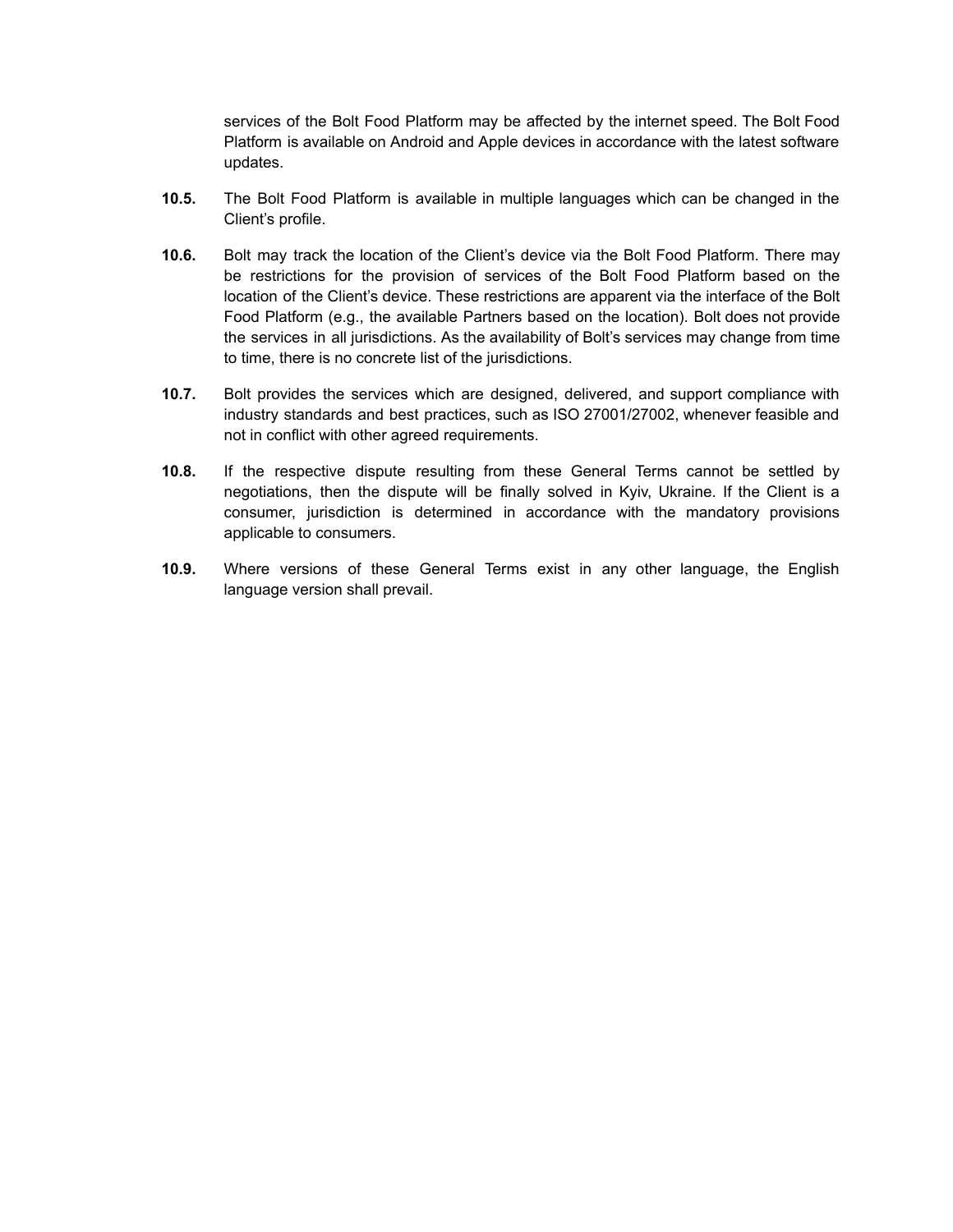services of the Bolt Food Platform may be affected by the internet speed. The Bolt Food Platform is available on Android and Apple devices in accordance with the latest software updates.

**10.5.** The Bolt Food Platform is available in multiple languages which can be changed in the Client's profile.

**10.6.** Bolt may track the location of the Client's device via the Bolt Food Platform. There may be restrictions for the provision of services of the Bolt Food Platform based on the location of the Client's device. These restrictions are apparent via the interface of the Bolt Food Platform (e.g., the available Partners based on the location). Bolt does not provide the services in all jurisdictions. As the availability of Bolt's services may change from time to time, there is no concrete list of the jurisdictions.

**10.7.** Bolt provides the services which are designed, delivered, and support compliance with industry standards and best practices, such as ISO 27001/27002, whenever feasible and not in conflict with other agreed requirements.

**10.8.** If the respective dispute resulting from these General Terms cannot be settled by negotiations, then the dispute will be finally solved in Kyiv, Ukraine. If the Client is a consumer, jurisdiction is determined in accordance with the mandatory provisions applicable to consumers.

**10.9.** Where versions of these General Terms exist in any other language, the English language version shall prevail.